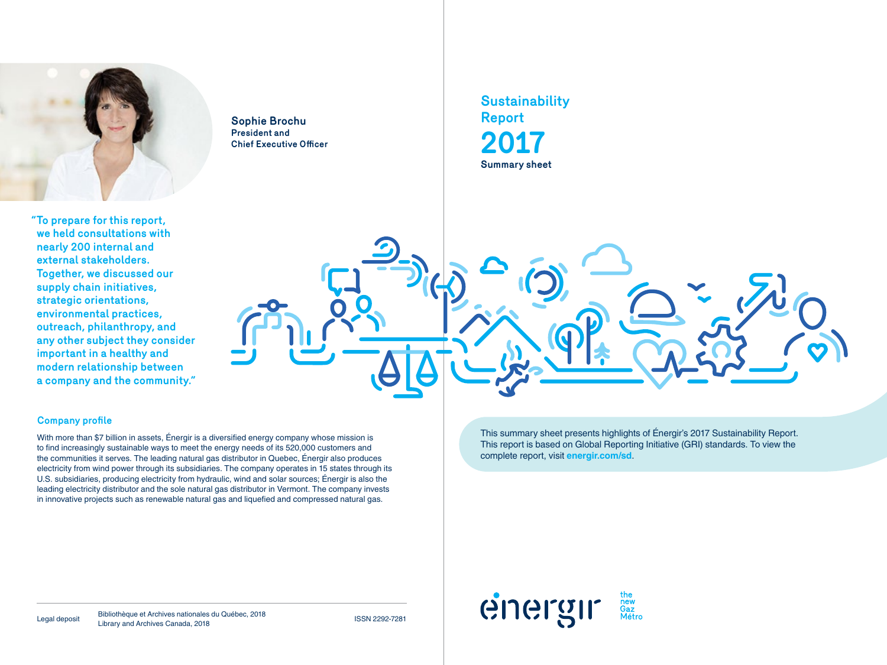# Sustainability Report 2017

Summary sheet

**Sophie Brochu**
**President and Chief Executive Officer**

**"To prepare for this report, we held consultations with nearly 200 internal and external stakeholders. Together, we discussed our supply chain initiatives, strategic orientations, environmental practices, outreach, philanthropy, and any other subject they consider important in a healthy and modern relationship between a company and the community."**

### Company profile

With more than $7 billion in assets, Énergir is a diversified energy company whose mission is to find increasingly sustainable ways to meet the energy needs of its 520,000 customers and the communities it serves. The leading natural gas distributor in Quebec, Énergir also produces electricity from wind power through its subsidiaries. The company operates in 15 states through its U.S. subsidiaries, producing electricity from hydraulic, wind and solar sources; Énergir is also the leading electricity distributor and the sole natural gas distributor in Vermont. The company invests in innovative projects such as renewable natural gas and liquefied and compressed natural gas.

This summary sheet presents highlights of Énergir's 2017 Sustainability Report. This report is based on Global Reporting Initiative (GRI) standards. To view the complete report, visit **energir.com/sd**.

Legal deposit — Bibliothèque et Archives nationales du Québec, 2018; Library and Archives Canada, 2018 — ISSN 2292-7281

énergir — the new Gaz Métro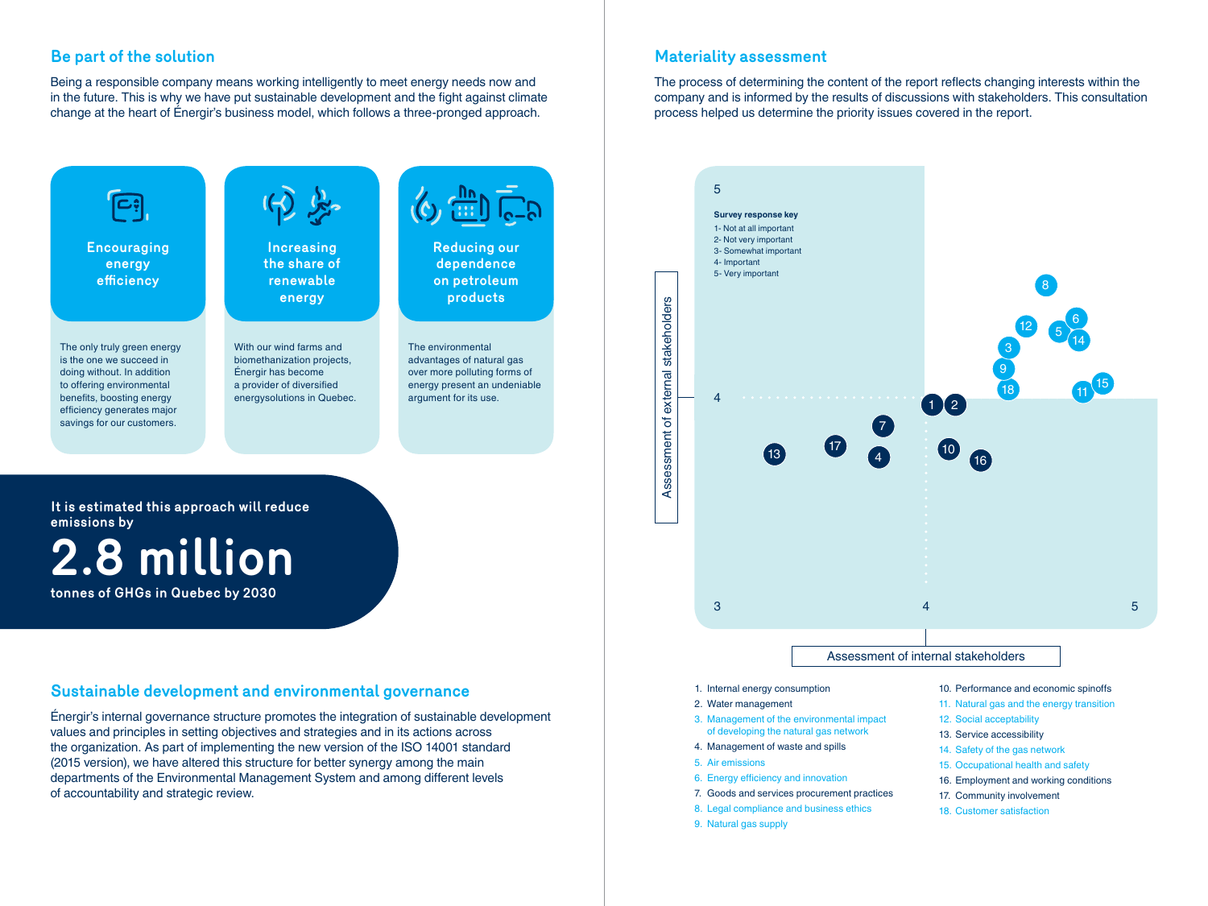## Be part of the solution

Being a responsible company means working intelligently to meet energy needs now and in the future. This is why we have put sustainable development and the fight against climate change at the heart of Énergir's business model, which follows a three-pronged approach.

**Encouraging energy efficiency**

The only truly green energy is the one we succeed in doing without. In addition to offering environmental benefits, boosting energy efficiency generates major savings for our customers.

**Increasing the share of renewable energy**

With our wind farms and biomethanization projects, Énergir has become a provider of diversified energysolutions in Quebec.

**Reducing our dependence on petroleum products**

The environmental advantages of natural gas over more polluting forms of energy present an undeniable argument for its use.

**It is estimated this approach will reduce emissions by**

# 2.8 million

**tonnes of GHGs in Quebec by 2030**

## Sustainable development and environmental governance

Énergir's internal governance structure promotes the integration of sustainable development values and principles in setting objectives and strategies and in its actions across the organization. As part of implementing the new version of the ISO 14001 standard (2015 version), we have altered this structure for better synergy among the main departments of the Environmental Management System and among different levels of accountability and strategic review.

## Materiality assessment

The process of determining the content of the report reflects changing interests within the company and is informed by the results of discussions with stakeholders. This consultation process helped us determine the priority issues covered in the report.

**Survey response key**

1- Not at all important
2- Not very important
3- Somewhat important
4- Important
5- Very important

Assessment of external stakeholders (vertical axis: 3–5)

Assessment of internal stakeholders (horizontal axis: 3–5)

1. Internal energy consumption
2. Water management
3. Management of the environmental impact of developing the natural gas network
4. Management of waste and spills
5. Air emissions
6. Energy efficiency and innovation
7. Goods and services procurement practices
8. Legal compliance and business ethics
9. Natural gas supply
10. Performance and economic spinoffs
11. Natural gas and the energy transition
12. Social acceptability
13. Service accessibility
14. Safety of the gas network
15. Occupational health and safety
16. Employment and working conditions
17. Community involvement
18. Customer satisfaction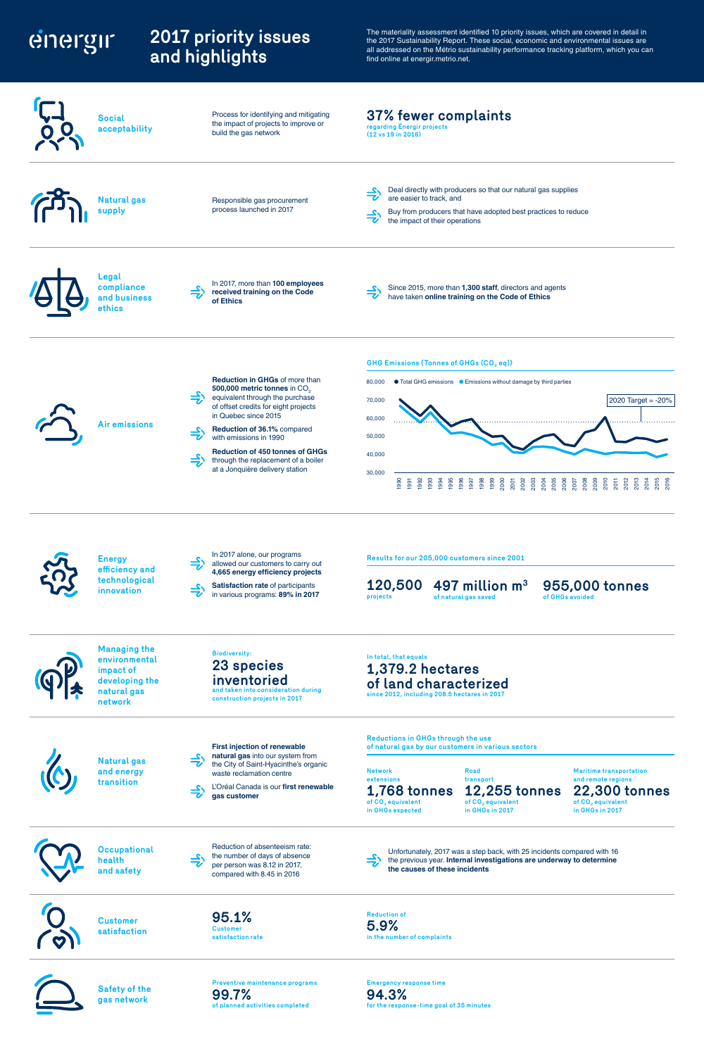énergir

# 2017 priority issues and highlights

The materiality assessment identified 10 priority issues, which are covered in detail in the 2017 Sustainability Report. These social, economic and environmental issues are all addressed on the Métrio sustainability performance tracking platform, which you can find online at energir.metrio.net.

## Social acceptability

Process for identifying and mitigating the impact of projects to improve or build the gas network

**37% fewer complaints**
regarding Énergir projects
(12 vs 19 in 2016)

## Natural gas supply

Responsible gas procurement process launched in 2017

- Deal directly with producers so that our natural gas supplies are easier to track, and
- Buy from producers that have adopted best practices to reduce the impact of their operations

## Legal compliance and business ethics

- In 2017, more than **100 employees received training on the Code of Ethics**
- Since 2015, more than **1,300 staff**, directors and agents have taken **online training on the Code of Ethics**

## Air emissions

- **Reduction in GHGs** of more than **500,000 metric tonnes** in $CO_2$ equivalent through the purchase of offset credits for eight projects in Quebec since 2015
- **Reduction of 36.1%** compared with emissions in 1990
- **Reduction of 450 tonnes of GHGs** through the replacement of a boiler at a Jonquière delivery station

**GHG Emissions (Tonnes of GHGs ($CO_2$ eq))**

Total GHG emissions
Emissions without damage by third parties
2020 Target = -20%
80,000
70,000
60,000
50,000
40,000
30,000
1990 1991 1992 1993 1994 1995 1996 1997 1998 1999 2000 2001 2002 2003 2004 2005 2006 2007 2008 2009 2010 2011 2012 2013 2014 2015 2016

## Energy efficiency and technological innovation

- In 2017 alone, our programs allowed our customers to carry out **4,665 energy efficiency projects**
- **Satisfaction rate** of participants in various programs: **89% in 2017**

**Results for our 205,000 customers since 2001**

**120,500**
projects

**497 million m³**
of natural gas saved

**955,000 tonnes**
of GHGs avoided

## Managing the environmental impact of developing the natural gas network

Biodiversity:
**23 species inventoried**
and taken into consideration during construction projects in 2017

In total, that equals
**1,379.2 hectares of land characterized**
since 2012, including 208.5 hectares in 2017

## Natural gas and energy transition

- **First injection of renewable natural gas** into our system from the City of Saint-Hyacinthe's organic waste reclamation centre
- L'Oréal Canada is our **first renewable gas customer**

**Reductions in GHGs through the use of natural gas by our customers in various sectors**

Network extensions
**1,768 tonnes**
of $CO_2$ equivalent in GHGs expected

Road transport
**12,255 tonnes**
of $CO_2$ equivalent in GHGs in 2017

Maritime transportation and remote regions
**22,300 tonnes**
of $CO_2$ equivalent in GHGs in 2017

## Occupational health and safety

- Reduction of absenteeism rate: the number of days of absence per person was 8.12 in 2017, compared with 8.45 in 2016
- Unfortunately, 2017 was a step back, with 25 incidents compared with 16 the previous year. **Internal investigations are underway to determine the causes of these incidents**

## Customer satisfaction

**95.1%**
Customer satisfaction rate

Reduction of
**5.9%**
in the number of complaints

## Safety of the gas network

Preventive maintenance programs
**99.7%**
of planned activities completed

Emergency response time
**94.3%**
for the response-time goal of 35 minutes